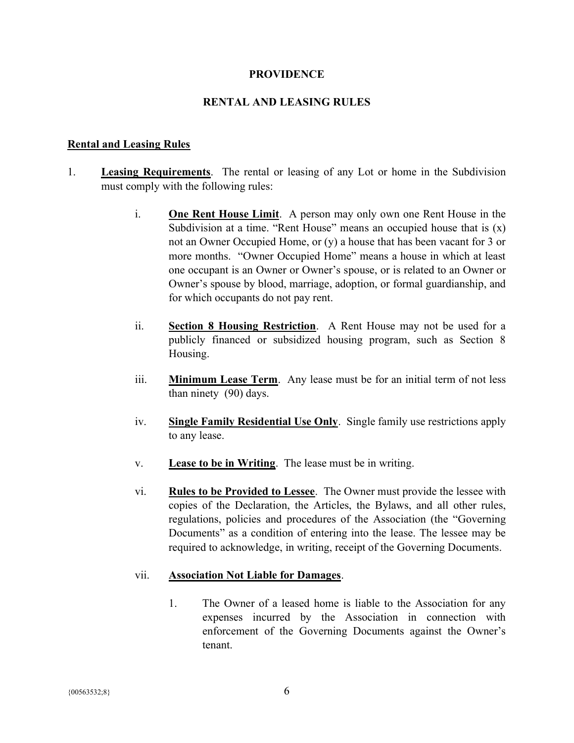**PROVIDENCE**

**RENTAL AND LEASING RULES**

**Rental and Leasing Rules**

1. **Leasing Requirements**. The rental or leasing of any Lot or home in the Subdivision must comply with the following rules:

   i. **One Rent House Limit**. A person may only own one Rent House in the Subdivision at a time. "Rent House" means an occupied house that is (x) not an Owner Occupied Home, or (y) a house that has been vacant for 3 or more months. "Owner Occupied Home" means a house in which at least one occupant is an Owner or Owner's spouse, or is related to an Owner or Owner's spouse by blood, marriage, adoption, or formal guardianship, and for which occupants do not pay rent.

   ii. **Section 8 Housing Restriction**. A Rent House may not be used for a publicly financed or subsidized housing program, such as Section 8 Housing.

   iii. **Minimum Lease Term**. Any lease must be for an initial term of not less than ninety (90) days.

   iv. **Single Family Residential Use Only**. Single family use restrictions apply to any lease.

   v. **Lease to be in Writing**. The lease must be in writing.

   vi. **Rules to be Provided to Lessee**. The Owner must provide the lessee with copies of the Declaration, the Articles, the Bylaws, and all other rules, regulations, policies and procedures of the Association (the "Governing Documents" as a condition of entering into the lease. The lessee may be required to acknowledge, in writing, receipt of the Governing Documents.

   vii. **Association Not Liable for Damages**.

      1. The Owner of a leased home is liable to the Association for any expenses incurred by the Association in connection with enforcement of the Governing Documents against the Owner's tenant.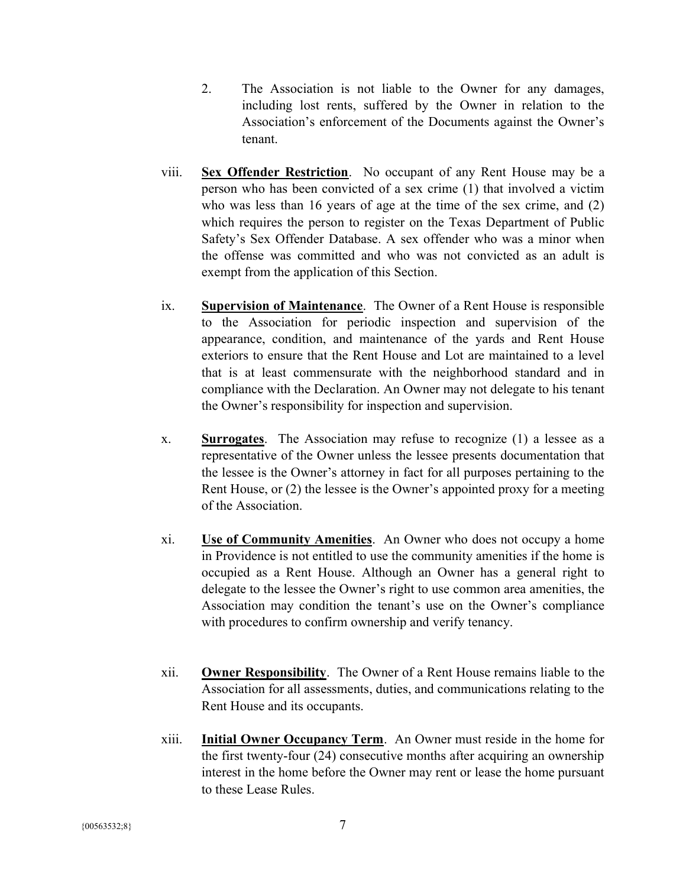2. The Association is not liable to the Owner for any damages, including lost rents, suffered by the Owner in relation to the Association's enforcement of the Documents against the Owner's tenant.

viii. **Sex Offender Restriction**. No occupant of any Rent House may be a person who has been convicted of a sex crime (1) that involved a victim who was less than 16 years of age at the time of the sex crime, and (2) which requires the person to register on the Texas Department of Public Safety's Sex Offender Database. A sex offender who was a minor when the offense was committed and who was not convicted as an adult is exempt from the application of this Section.

ix. **Supervision of Maintenance**. The Owner of a Rent House is responsible to the Association for periodic inspection and supervision of the appearance, condition, and maintenance of the yards and Rent House exteriors to ensure that the Rent House and Lot are maintained to a level that is at least commensurate with the neighborhood standard and in compliance with the Declaration. An Owner may not delegate to his tenant the Owner's responsibility for inspection and supervision.

x. **Surrogates**. The Association may refuse to recognize (1) a lessee as a representative of the Owner unless the lessee presents documentation that the lessee is the Owner's attorney in fact for all purposes pertaining to the Rent House, or (2) the lessee is the Owner's appointed proxy for a meeting of the Association.

xi. **Use of Community Amenities**. An Owner who does not occupy a home in Providence is not entitled to use the community amenities if the home is occupied as a Rent House. Although an Owner has a general right to delegate to the lessee the Owner's right to use common area amenities, the Association may condition the tenant's use on the Owner's compliance with procedures to confirm ownership and verify tenancy.

xii. **Owner Responsibility**. The Owner of a Rent House remains liable to the Association for all assessments, duties, and communications relating to the Rent House and its occupants.

xiii. **Initial Owner Occupancy Term**. An Owner must reside in the home for the first twenty-four (24) consecutive months after acquiring an ownership interest in the home before the Owner may rent or lease the home pursuant to these Lease Rules.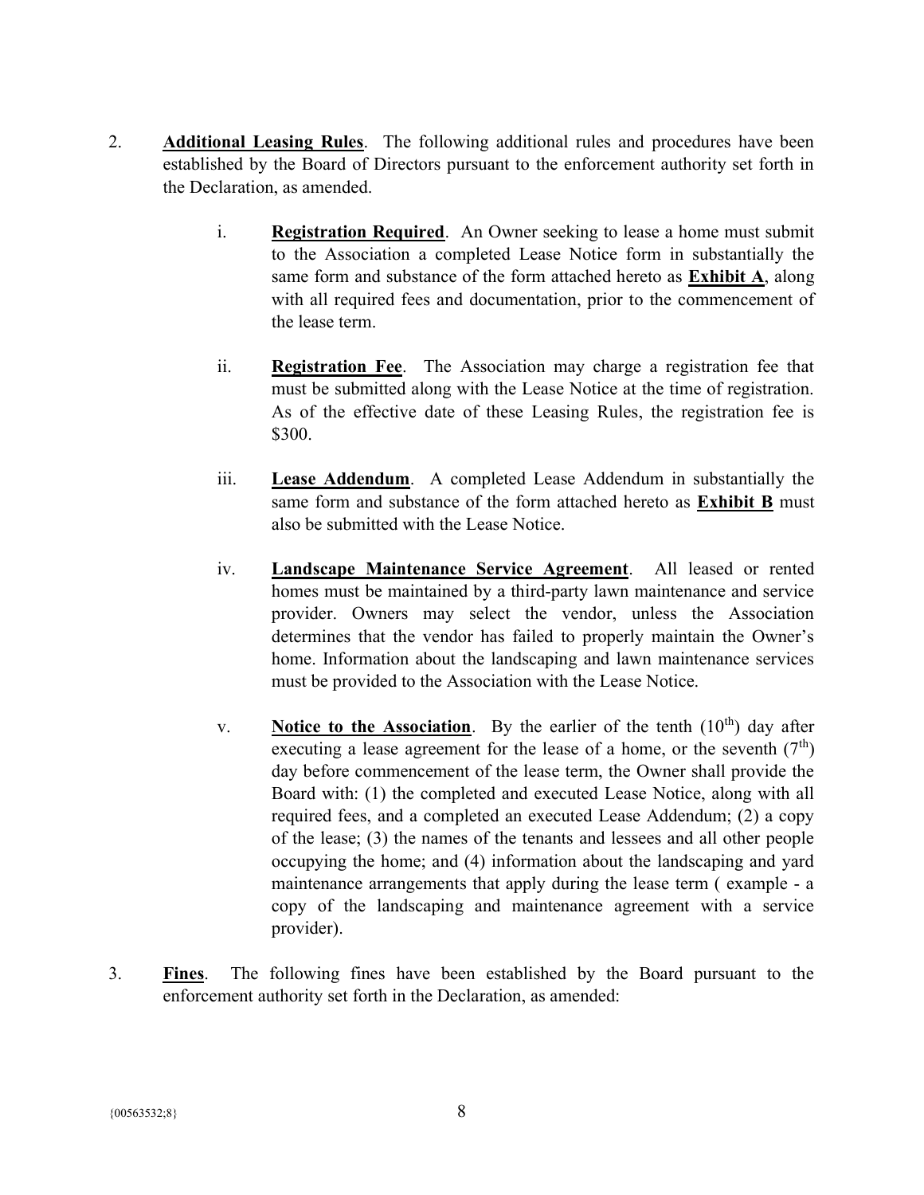2. **Additional Leasing Rules**. The following additional rules and procedures have been established by the Board of Directors pursuant to the enforcement authority set forth in the Declaration, as amended.

   i. **Registration Required**. An Owner seeking to lease a home must submit to the Association a completed Lease Notice form in substantially the same form and substance of the form attached hereto as **Exhibit A**, along with all required fees and documentation, prior to the commencement of the lease term.

   ii. **Registration Fee**. The Association may charge a registration fee that must be submitted along with the Lease Notice at the time of registration. As of the effective date of these Leasing Rules, the registration fee is $300.

   iii. **Lease Addendum**. A completed Lease Addendum in substantially the same form and substance of the form attached hereto as **Exhibit B** must also be submitted with the Lease Notice.

   iv. **Landscape Maintenance Service Agreement**. All leased or rented homes must be maintained by a third-party lawn maintenance and service provider. Owners may select the vendor, unless the Association determines that the vendor has failed to properly maintain the Owner's home. Information about the landscaping and lawn maintenance services must be provided to the Association with the Lease Notice.

   v. **Notice to the Association**. By the earlier of the tenth (10th) day after executing a lease agreement for the lease of a home, or the seventh (7th) day before commencement of the lease term, the Owner shall provide the Board with: (1) the completed and executed Lease Notice, along with all required fees, and a completed an executed Lease Addendum; (2) a copy of the lease; (3) the names of the tenants and lessees and all other people occupying the home; and (4) information about the landscaping and yard maintenance arrangements that apply during the lease term ( example - a copy of the landscaping and maintenance agreement with a service provider).

3. **Fines**. The following fines have been established by the Board pursuant to the enforcement authority set forth in the Declaration, as amended: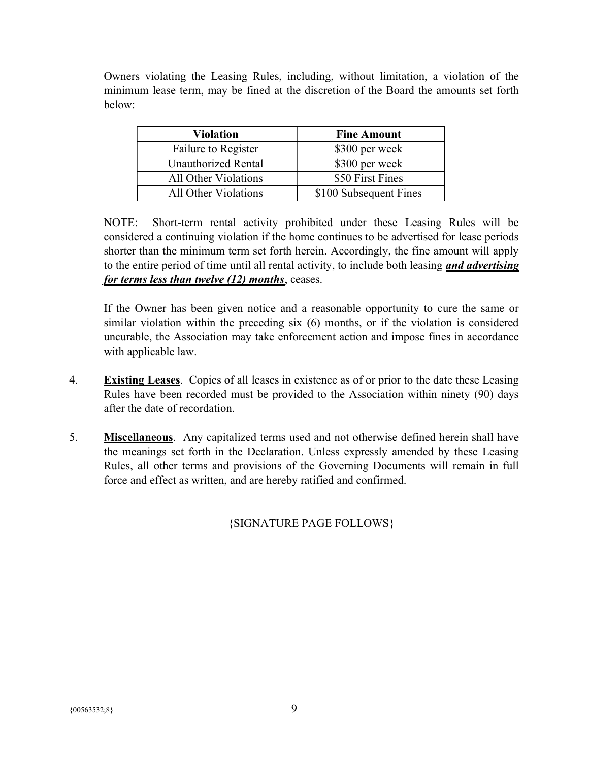Owners violating the Leasing Rules, including, without limitation, a violation of the minimum lease term, may be fined at the discretion of the Board the amounts set forth below:

| Violation | Fine Amount |
|---|---|
| Failure to Register | $300 per week |
| Unauthorized Rental | $300 per week |
| All Other Violations | $50 First Fines |
| All Other Violations | $100 Subsequent Fines |

NOTE: Short-term rental activity prohibited under these Leasing Rules will be considered a continuing violation if the home continues to be advertised for lease periods shorter than the minimum term set forth herein. Accordingly, the fine amount will apply to the entire period of time until all rental activity, to include both leasing ***and advertising for terms less than twelve (12) months***, ceases.

If the Owner has been given notice and a reasonable opportunity to cure the same or similar violation within the preceding six (6) months, or if the violation is considered uncurable, the Association may take enforcement action and impose fines in accordance with applicable law.

4. **Existing Leases**. Copies of all leases in existence as of or prior to the date these Leasing Rules have been recorded must be provided to the Association within ninety (90) days after the date of recordation.

5. **Miscellaneous**. Any capitalized terms used and not otherwise defined herein shall have the meanings set forth in the Declaration. Unless expressly amended by these Leasing Rules, all other terms and provisions of the Governing Documents will remain in full force and effect as written, and are hereby ratified and confirmed.

{SIGNATURE PAGE FOLLOWS}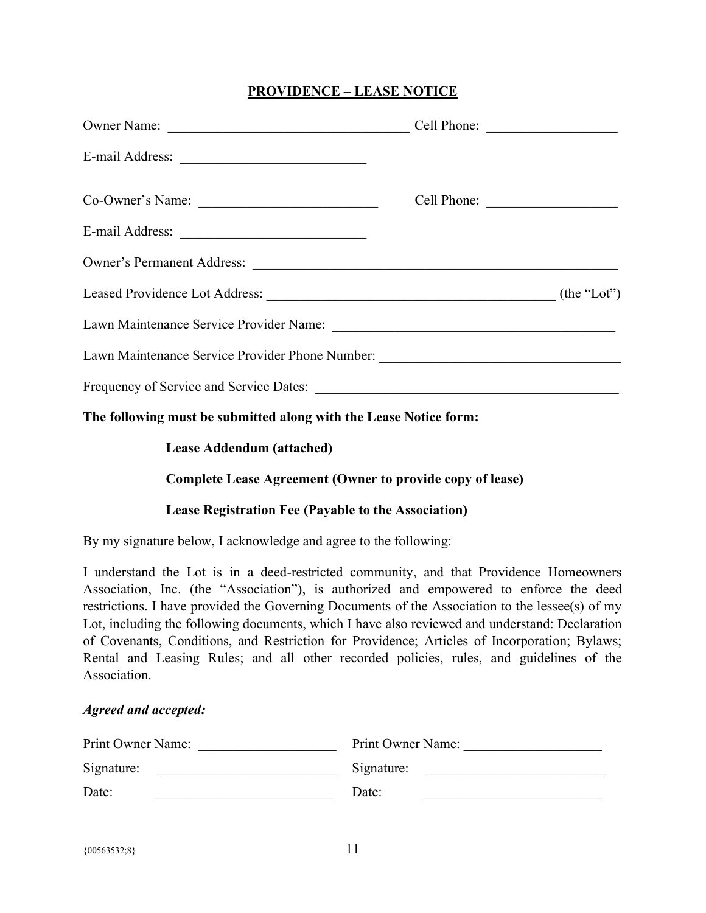## PROVIDENCE – LEASE NOTICE

Owner Name: ___________________________________ Cell Phone: __________________

E-mail Address: ___________________________

Co-Owner's Name: __________________________ Cell Phone: __________________

E-mail Address: ___________________________

Owner's Permanent Address: ______________________________________________________

Leased Providence Lot Address: __________________________________________ (the "Lot")

Lawn Maintenance Service Provider Name: _________________________________________

Lawn Maintenance Service Provider Phone Number: ___________________________________

Frequency of Service and Service Dates: ____________________________________________

**The following must be submitted along with the Lease Notice form:**

**Lease Addendum (attached)**

**Complete Lease Agreement (Owner to provide copy of lease)**

**Lease Registration Fee (Payable to the Association)**

By my signature below, I acknowledge and agree to the following:

I understand the Lot is in a deed-restricted community, and that Providence Homeowners Association, Inc. (the "Association"), is authorized and empowered to enforce the deed restrictions. I have provided the Governing Documents of the Association to the lessee(s) of my Lot, including the following documents, which I have also reviewed and understand: Declaration of Covenants, Conditions, and Restriction for Providence; Articles of Incorporation; Bylaws; Rental and Leasing Rules; and all other recorded policies, rules, and guidelines of the Association.

***Agreed and accepted:***

Print Owner Name: ____________________ Print Owner Name: ____________________

Signature: __________________________ Signature: __________________________

Date: __________________________ Date: __________________________

{00563532;8}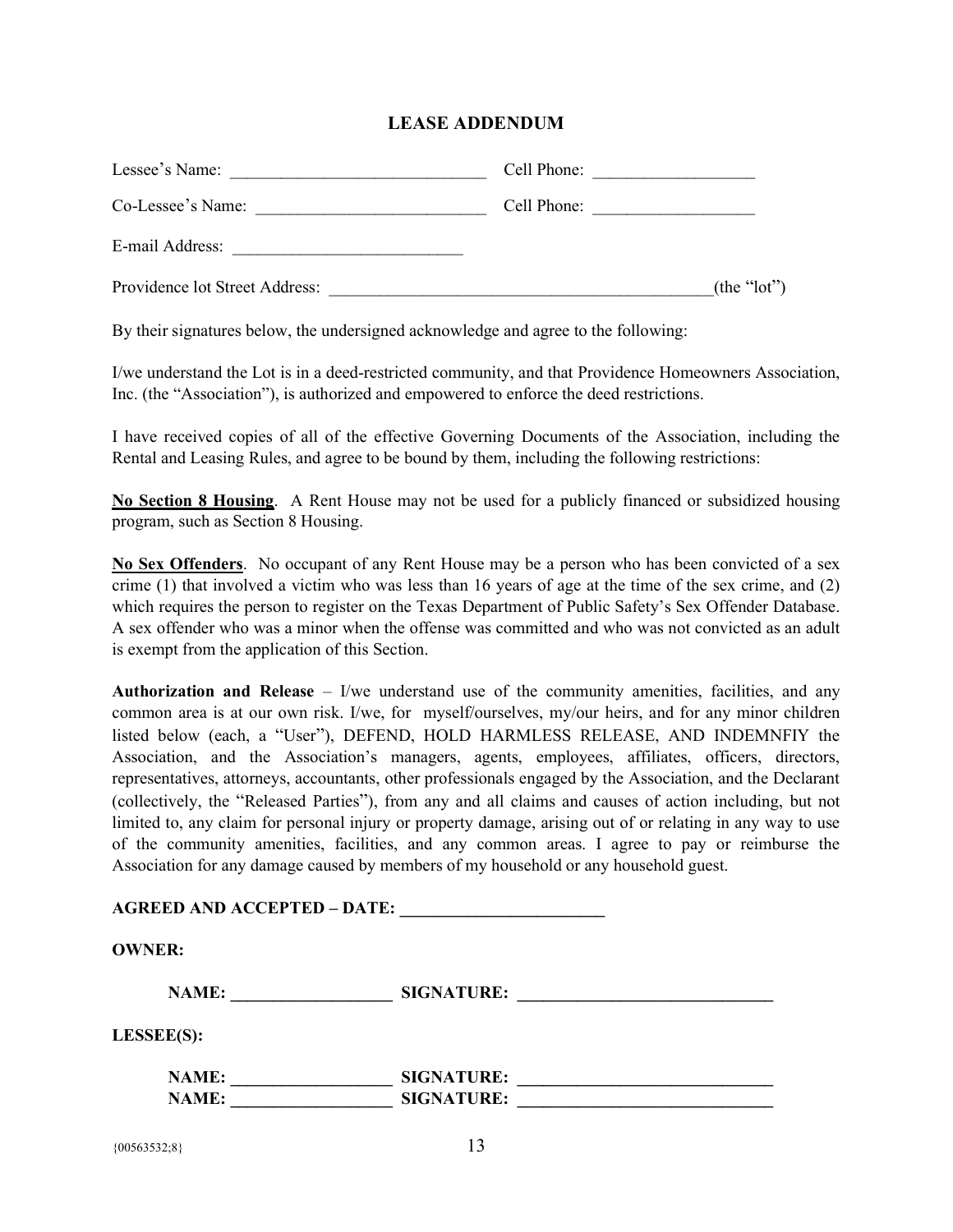# LEASE ADDENDUM

Lessee's Name: ______________________________ Cell Phone: ___________________

Co-Lessee's Name: ___________________________ Cell Phone: ___________________

E-mail Address: ___________________________

Providence lot Street Address: _____________________________________________(the "lot")

By their signatures below, the undersigned acknowledge and agree to the following:

I/we understand the Lot is in a deed-restricted community, and that Providence Homeowners Association, Inc. (the "Association"), is authorized and empowered to enforce the deed restrictions.

I have received copies of all of the effective Governing Documents of the Association, including the Rental and Leasing Rules, and agree to be bound by them, including the following restrictions:

**No Section 8 Housing**. A Rent House may not be used for a publicly financed or subsidized housing program, such as Section 8 Housing.

**No Sex Offenders**. No occupant of any Rent House may be a person who has been convicted of a sex crime (1) that involved a victim who was less than 16 years of age at the time of the sex crime, and (2) which requires the person to register on the Texas Department of Public Safety's Sex Offender Database. A sex offender who was a minor when the offense was committed and who was not convicted as an adult is exempt from the application of this Section.

**Authorization and Release** – I/we understand use of the community amenities, facilities, and any common area is at our own risk. I/we, for myself/ourselves, my/our heirs, and for any minor children listed below (each, a "User"), DEFEND, HOLD HARMLESS RELEASE, AND INDEMNFIY the Association, and the Association's managers, agents, employees, affiliates, officers, directors, representatives, attorneys, accountants, other professionals engaged by the Association, and the Declarant (collectively, the "Released Parties"), from any and all claims and causes of action including, but not limited to, any claim for personal injury or property damage, arising out of or relating in any way to use of the community amenities, facilities, and any common areas. I agree to pay or reimburse the Association for any damage caused by members of my household or any household guest.

**AGREED AND ACCEPTED – DATE: ________________________**

**OWNER:**

**NAME: ___________________ SIGNATURE: ______________________________**

**LESSEE(S):**

**NAME: ___________________ SIGNATURE: ______________________________**
**NAME: ___________________ SIGNATURE: ______________________________**

{00563532;8}